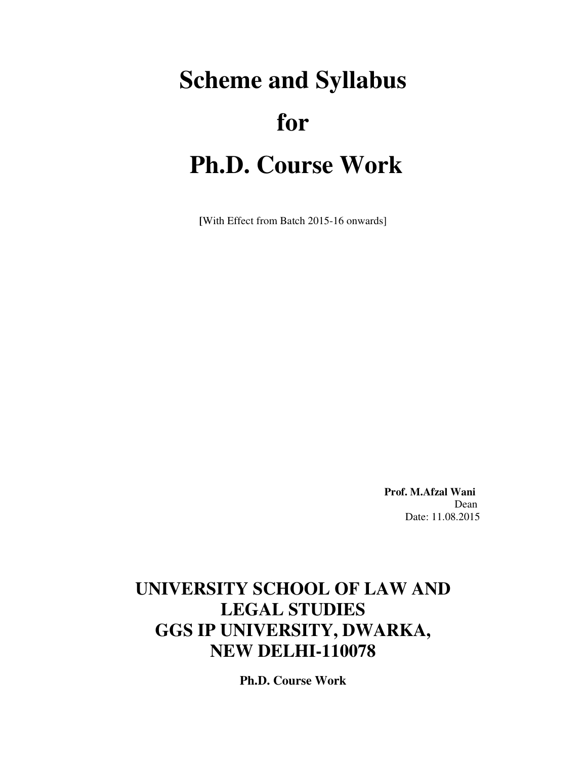# Scheme and Syllabus

# for

# Ph.D. Course Work

[With Effect from Batch 2015-16 onwards]

**Prof. M.Afzal Wani**
Dean
Date: 11.08.2015

## UNIVERSITY SCHOOL OF LAW AND LEGAL STUDIES
## GGS IP UNIVERSITY, DWARKA, NEW DELHI-110078

**Ph.D. Course Work**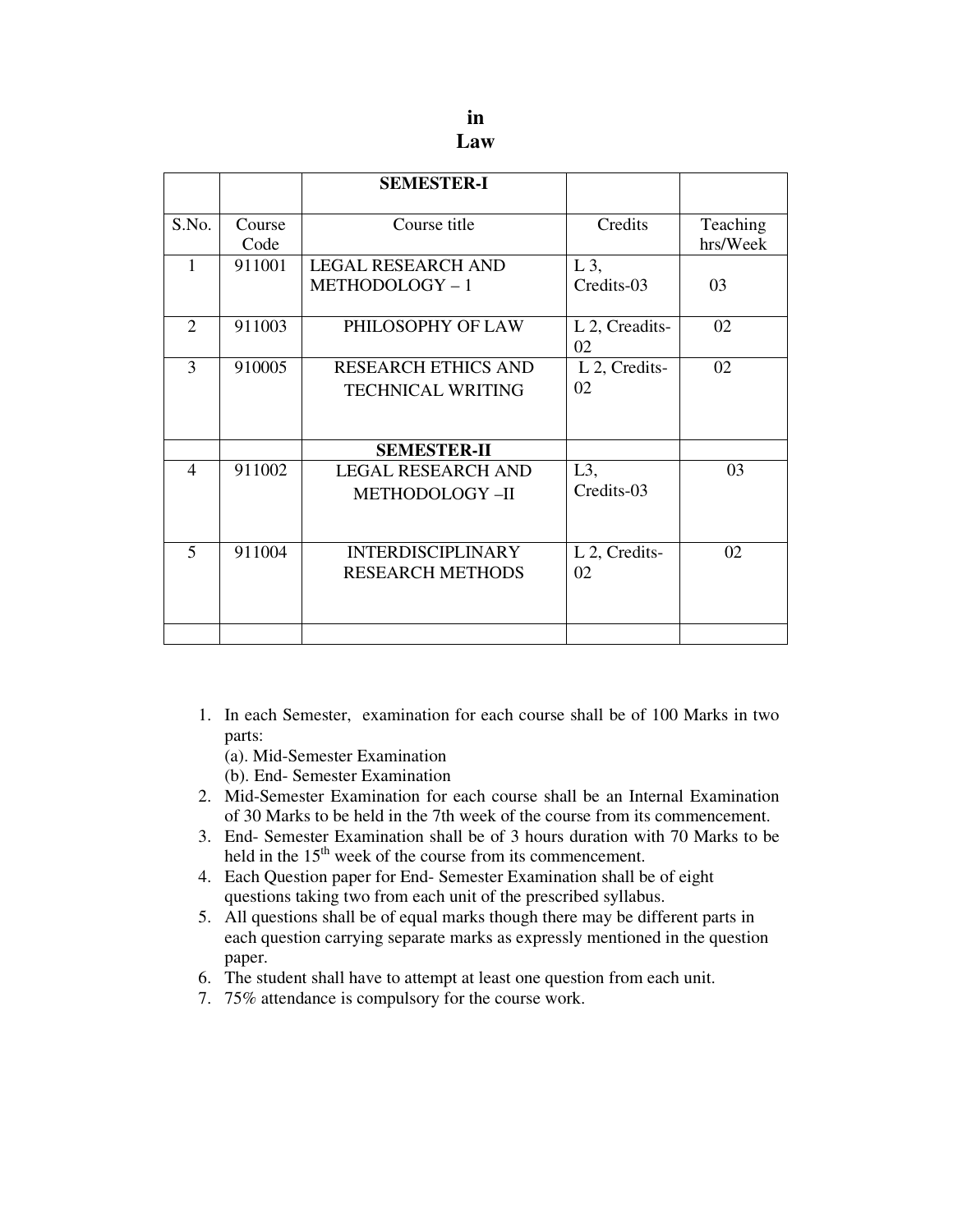**in**
**Law**

| | | **SEMESTER-I** | | |
|---|---|---|---|---|
| S.No. | Course Code | Course title | Credits | Teaching hrs/Week |
| 1 | 911001 | LEGAL RESEARCH AND METHODOLOGY – 1 | L 3, Credits-03 | 03 |
| 2 | 911003 | PHILOSOPHY OF LAW | L 2, Creadits-02 | 02 |
| 3 | 910005 | RESEARCH ETHICS AND TECHNICAL WRITING | L 2, Credits-02 | 02 |
| | | **SEMESTER-II** | | |
| 4 | 911002 | LEGAL RESEARCH AND METHODOLOGY –II | L3, Credits-03 | 03 |
| 5 | 911004 | INTERDISCIPLINARY RESEARCH METHODS | L 2, Credits-02 | 02 |
| | | | | |

1. In each Semester, examination for each course shall be of 100 Marks in two parts:
   (a). Mid-Semester Examination
   (b). End- Semester Examination
2. Mid-Semester Examination for each course shall be an Internal Examination of 30 Marks to be held in the 7th week of the course from its commencement.
3. End- Semester Examination shall be of 3 hours duration with 70 Marks to be held in the 15th week of the course from its commencement.
4. Each Question paper for End- Semester Examination shall be of eight questions taking two from each unit of the prescribed syllabus.
5. All questions shall be of equal marks though there may be different parts in each question carrying separate marks as expressly mentioned in the question paper.
6. The student shall have to attempt at least one question from each unit.
7. 75% attendance is compulsory for the course work.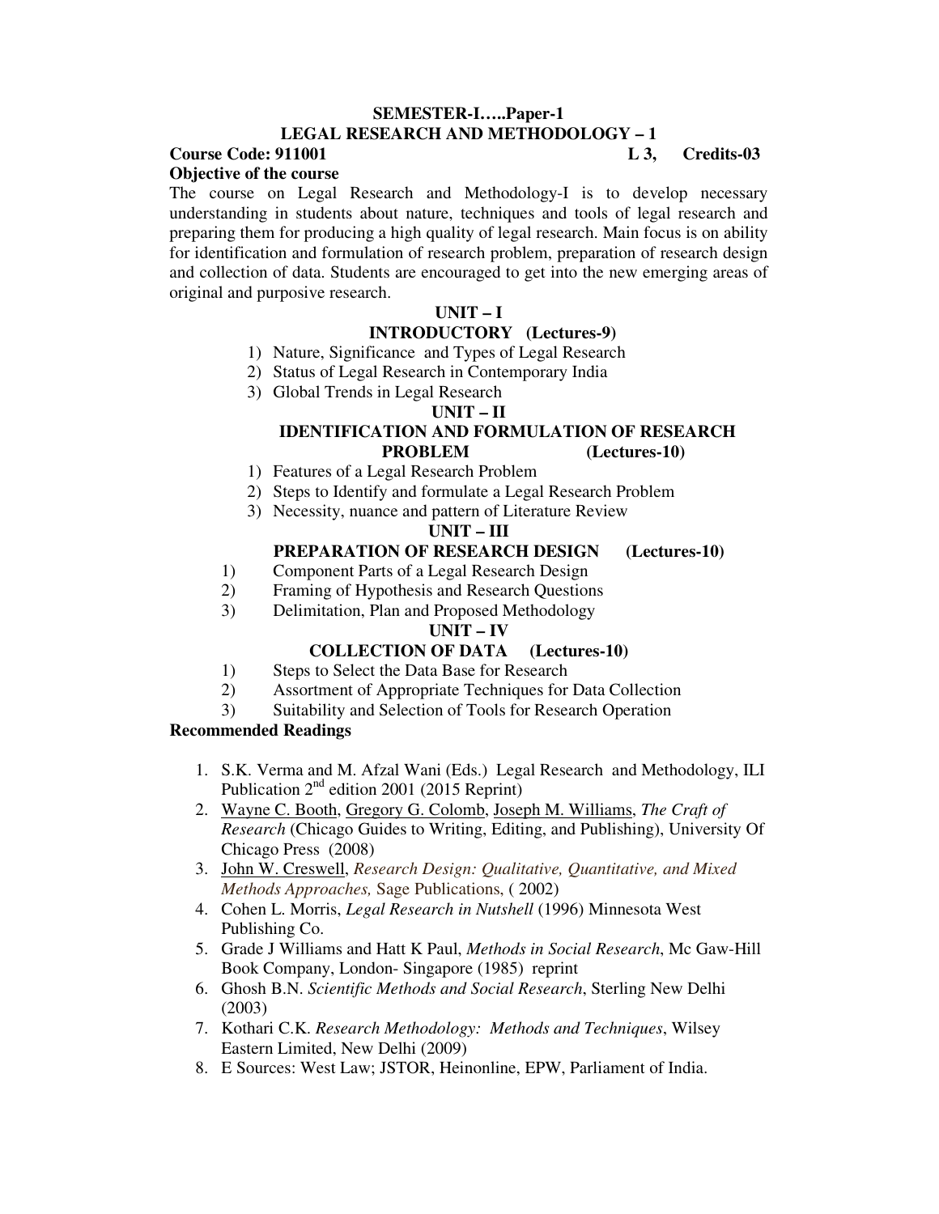## SEMESTER-I…..Paper-1
## LEGAL RESEARCH AND METHODOLOGY – 1

**Course Code: 911001** **L 3, Credits-03**

**Objective of the course**

The course on Legal Research and Methodology-I is to develop necessary understanding in students about nature, techniques and tools of legal research and preparing them for producing a high quality of legal research. Main focus is on ability for identification and formulation of research problem, preparation of research design and collection of data. Students are encouraged to get into the new emerging areas of original and purposive research.

### UNIT – I
### INTRODUCTORY (Lectures-9)

1) Nature, Significance and Types of Legal Research
2) Status of Legal Research in Contemporary India
3) Global Trends in Legal Research

### UNIT – II
### IDENTIFICATION AND FORMULATION OF RESEARCH PROBLEM (Lectures-10)

1) Features of a Legal Research Problem
2) Steps to Identify and formulate a Legal Research Problem
3) Necessity, nuance and pattern of Literature Review

### UNIT – III
### PREPARATION OF RESEARCH DESIGN (Lectures-10)

1) Component Parts of a Legal Research Design
2) Framing of Hypothesis and Research Questions
3) Delimitation, Plan and Proposed Methodology

### UNIT – IV
### COLLECTION OF DATA (Lectures-10)

1) Steps to Select the Data Base for Research
2) Assortment of Appropriate Techniques for Data Collection
3) Suitability and Selection of Tools for Research Operation

**Recommended Readings**

1. S.K. Verma and M. Afzal Wani (Eds.) Legal Research and Methodology, ILI Publication 2nd edition 2001 (2015 Reprint)
2. Wayne C. Booth, Gregory G. Colomb, Joseph M. Williams, *The Craft of Research* (Chicago Guides to Writing, Editing, and Publishing), University Of Chicago Press (2008)
3. John W. Creswell, *Research Design: Qualitative, Quantitative, and Mixed Methods Approaches,* Sage Publications, ( 2002)
4. Cohen L. Morris, *Legal Research in Nutshell* (1996) Minnesota West Publishing Co.
5. Grade J Williams and Hatt K Paul, *Methods in Social Research*, Mc Gaw-Hill Book Company, London- Singapore (1985) reprint
6. Ghosh B.N. *Scientific Methods and Social Research*, Sterling New Delhi (2003)
7. Kothari C.K. *Research Methodology: Methods and Techniques*, Wilsey Eastern Limited, New Delhi (2009)
8. E Sources: West Law; JSTOR, Heinonline, EPW, Parliament of India.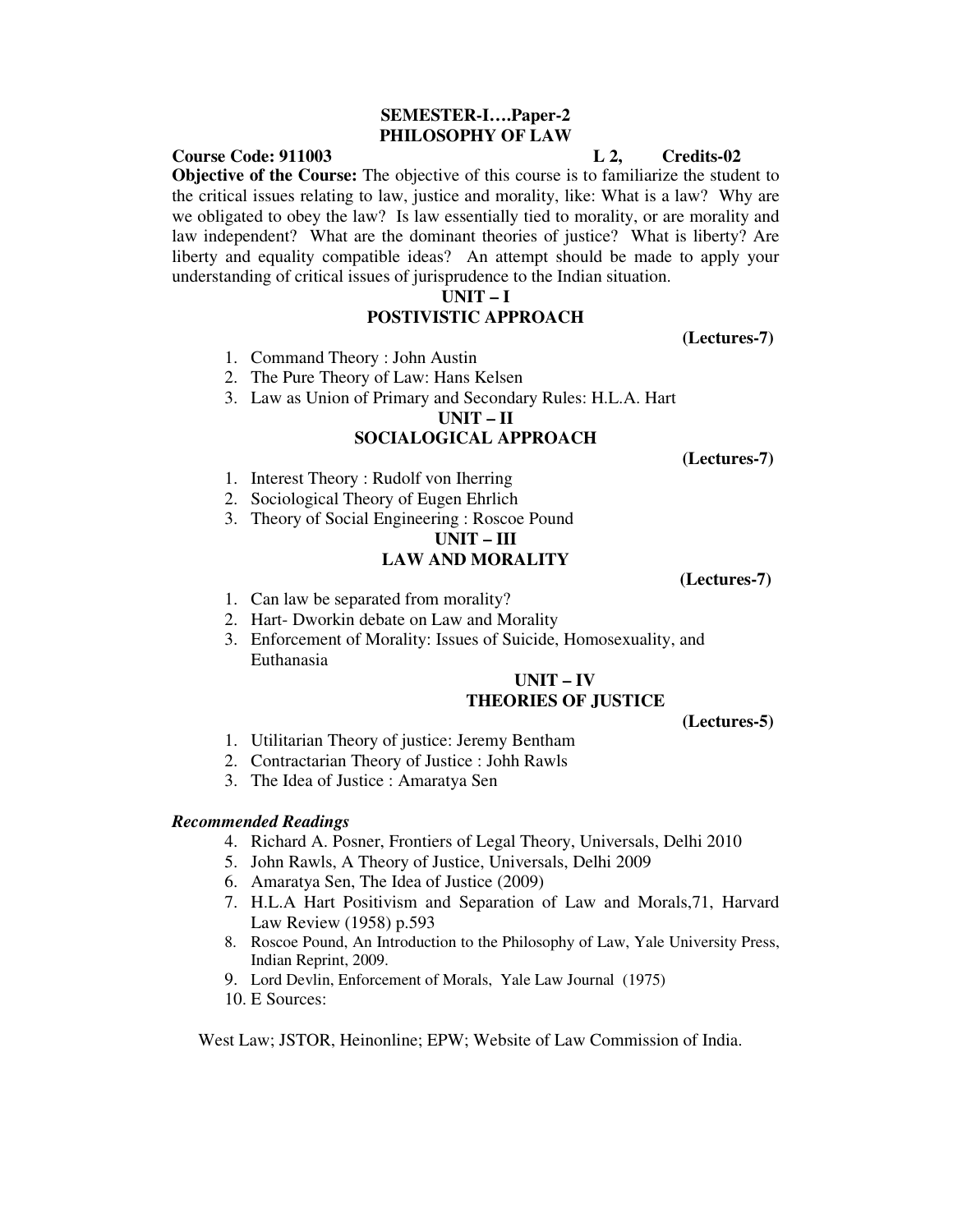**SEMESTER-I….Paper-2**
**PHILOSOPHY OF LAW**

**Course Code: 911003** **L 2, Credits-02**

**Objective of the Course:** The objective of this course is to familiarize the student to the critical issues relating to law, justice and morality, like: What is a law? Why are we obligated to obey the law? Is law essentially tied to morality, or are morality and law independent? What are the dominant theories of justice? What is liberty? Are liberty and equality compatible ideas? An attempt should be made to apply your understanding of critical issues of jurisprudence to the Indian situation.

**UNIT – I**
**POSTIVISTIC APPROACH**

**(Lectures-7)**

1. Command Theory : John Austin
2. The Pure Theory of Law: Hans Kelsen
3. Law as Union of Primary and Secondary Rules: H.L.A. Hart

**UNIT – II**
**SOCIALOGICAL APPROACH**

**(Lectures-7)**

1. Interest Theory : Rudolf von Iherring
2. Sociological Theory of Eugen Ehrlich
3. Theory of Social Engineering : Roscoe Pound

**UNIT – III**
**LAW AND MORALITY**

**(Lectures-7)**

1. Can law be separated from morality?
2. Hart- Dworkin debate on Law and Morality
3. Enforcement of Morality: Issues of Suicide, Homosexuality, and Euthanasia

**UNIT – IV**
**THEORIES OF JUSTICE**

**(Lectures-5)**

1. Utilitarian Theory of justice: Jeremy Bentham
2. Contractarian Theory of Justice : Johh Rawls
3. The Idea of Justice : Amaratya Sen

***Recommended Readings***

4. Richard A. Posner, Frontiers of Legal Theory, Universals, Delhi 2010
5. John Rawls, A Theory of Justice, Universals, Delhi 2009
6. Amaratya Sen, The Idea of Justice (2009)
7. H.L.A Hart Positivism and Separation of Law and Morals,71, Harvard Law Review (1958) p.593
8. Roscoe Pound, An Introduction to the Philosophy of Law, Yale University Press, Indian Reprint, 2009.
9. Lord Devlin, Enforcement of Morals, Yale Law Journal (1975)
10. E Sources:

West Law; JSTOR, Heinonline; EPW; Website of Law Commission of India.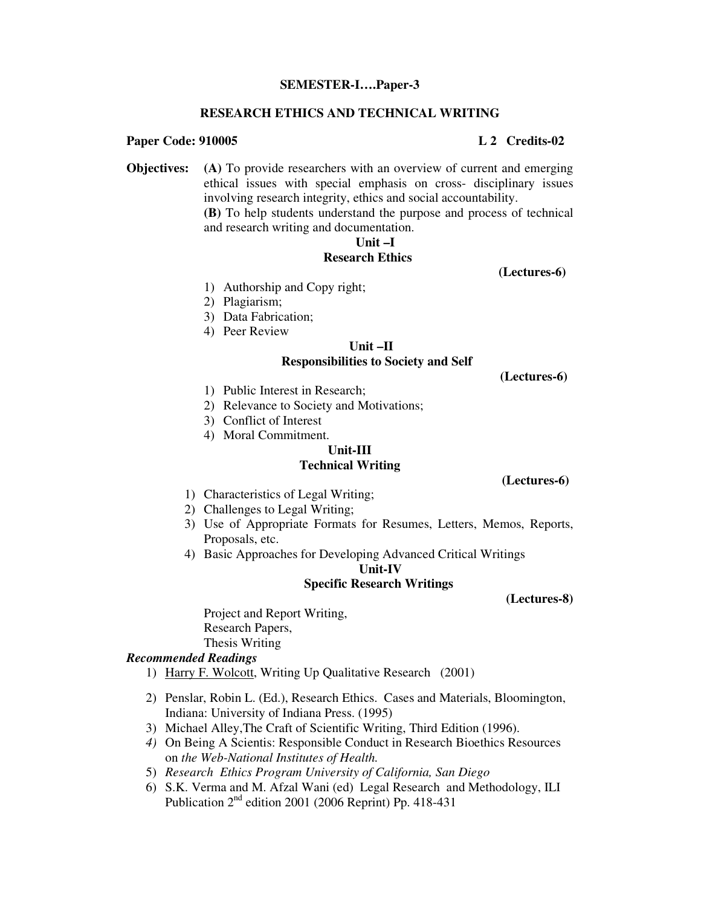**SEMESTER-I….Paper-3**

## RESEARCH ETHICS AND TECHNICAL WRITING

**Paper Code: 910005** **L 2 Credits-02**

**Objectives:** **(A)** To provide researchers with an overview of current and emerging ethical issues with special emphasis on cross- disciplinary issues involving research integrity, ethics and social accountability.
**(B)** To help students understand the purpose and process of technical and research writing and documentation.

### Unit –I
### Research Ethics

**(Lectures-6)**

1) Authorship and Copy right;
2) Plagiarism;
3) Data Fabrication;
4) Peer Review

### Unit –II
### Responsibilities to Society and Self

**(Lectures-6)**

1) Public Interest in Research;
2) Relevance to Society and Motivations;
3) Conflict of Interest
4) Moral Commitment.

### Unit-III
### Technical Writing

**(Lectures-6)**

1) Characteristics of Legal Writing;
2) Challenges to Legal Writing;
3) Use of Appropriate Formats for Resumes, Letters, Memos, Reports, Proposals, etc.
4) Basic Approaches for Developing Advanced Critical Writings

### Unit-IV
### Specific Research Writings

**(Lectures-8)**

Project and Report Writing,
Research Papers,
Thesis Writing

***Recommended Readings***

1) Harry F. Wolcott, Writing Up Qualitative Research (2001)
2) Penslar, Robin L. (Ed.), Research Ethics. Cases and Materials, Bloomington, Indiana: University of Indiana Press. (1995)
3) Michael Alley,The Craft of Scientific Writing, Third Edition (1996).
4) On Being A Scientis: Responsible Conduct in Research Bioethics Resources on *the Web-National Institutes of Health.*
5) *Research Ethics Program University of California, San Diego*
6) S.K. Verma and M. Afzal Wani (ed) Legal Research and Methodology, ILI Publication 2nd edition 2001 (2006 Reprint) Pp. 418-431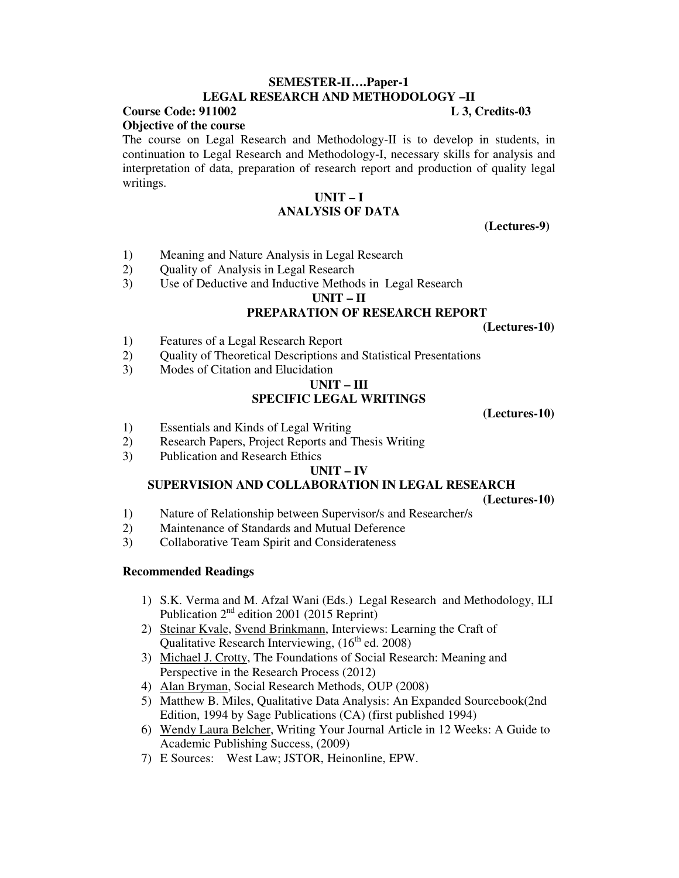## SEMESTER-II….Paper-1
## LEGAL RESEARCH AND METHODOLOGY –II

**Course Code: 911002** **L 3, Credits-03**

**Objective of the course**

The course on Legal Research and Methodology-II is to develop in students, in continuation to Legal Research and Methodology-I, necessary skills for analysis and interpretation of data, preparation of research report and production of quality legal writings.

### UNIT – I
### ANALYSIS OF DATA

**(Lectures-9)**

1) Meaning and Nature Analysis in Legal Research
2) Quality of Analysis in Legal Research
3) Use of Deductive and Inductive Methods in Legal Research

### UNIT – II
### PREPARATION OF RESEARCH REPORT

**(Lectures-10)**

1) Features of a Legal Research Report
2) Quality of Theoretical Descriptions and Statistical Presentations
3) Modes of Citation and Elucidation

### UNIT – III
### SPECIFIC LEGAL WRITINGS

**(Lectures-10)**

1) Essentials and Kinds of Legal Writing
2) Research Papers, Project Reports and Thesis Writing
3) Publication and Research Ethics

### UNIT – IV
### SUPERVISION AND COLLABORATION IN LEGAL RESEARCH

**(Lectures-10)**

1) Nature of Relationship between Supervisor/s and Researcher/s
2) Maintenance of Standards and Mutual Deference
3) Collaborative Team Spirit and Considerateness

**Recommended Readings**

1) S.K. Verma and M. Afzal Wani (Eds.) Legal Research and Methodology, ILI Publication 2nd edition 2001 (2015 Reprint)
2) Steinar Kvale, Svend Brinkmann, Interviews: Learning the Craft of Qualitative Research Interviewing, (16th ed. 2008)
3) Michael J. Crotty, The Foundations of Social Research: Meaning and Perspective in the Research Process (2012)
4) Alan Bryman, Social Research Methods, OUP (2008)
5) Matthew B. Miles, Qualitative Data Analysis: An Expanded Sourcebook(2nd Edition, 1994 by Sage Publications (CA) (first published 1994)
6) Wendy Laura Belcher, Writing Your Journal Article in 12 Weeks: A Guide to Academic Publishing Success, (2009)
7) E Sources: West Law; JSTOR, Heinonline, EPW.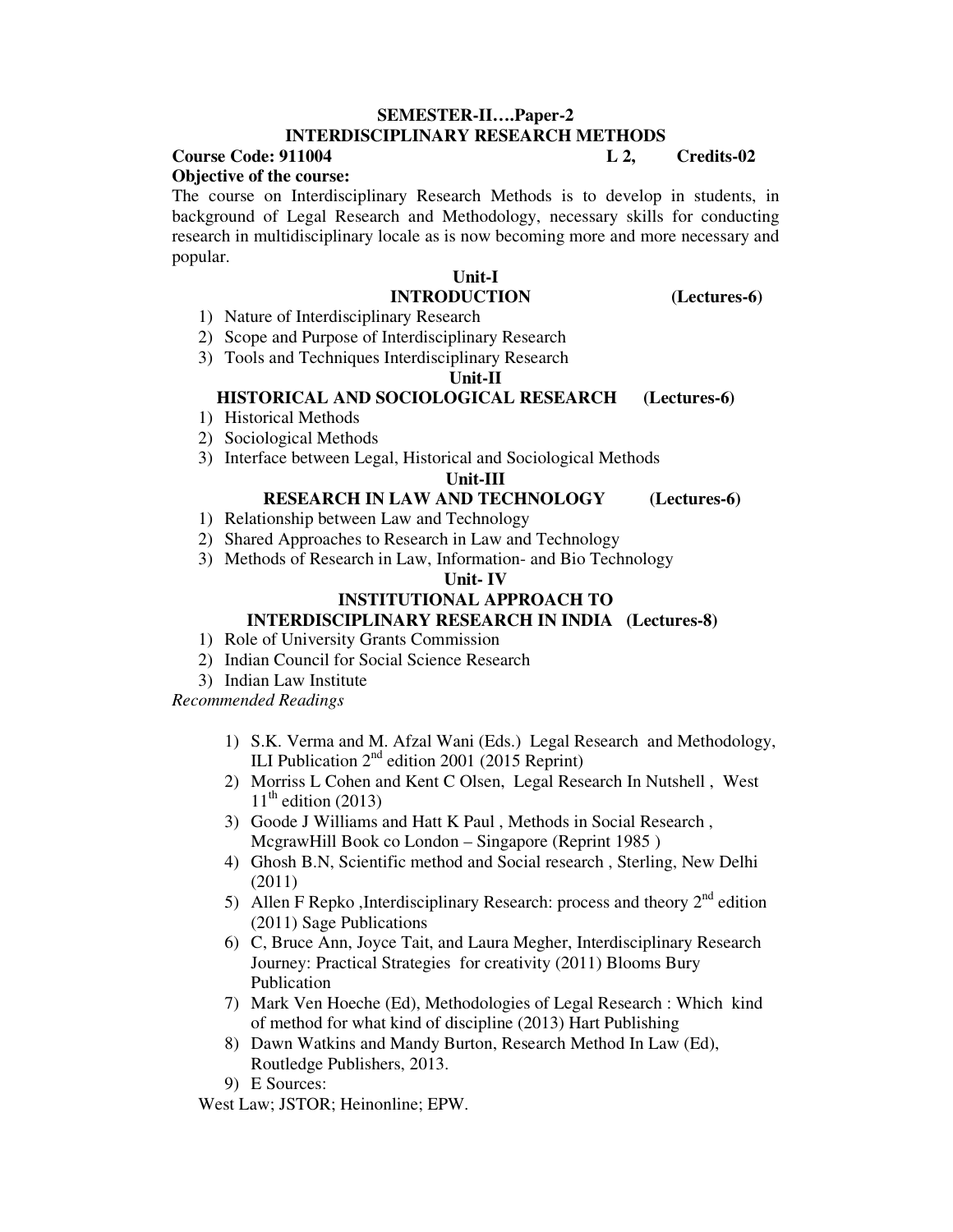**SEMESTER-II….Paper-2**

**INTERDISCIPLINARY RESEARCH METHODS**

**Course Code: 911004 L 2, Credits-02**

**Objective of the course:**

The course on Interdisciplinary Research Methods is to develop in students, in background of Legal Research and Methodology, necessary skills for conducting research in multidisciplinary locale as is now becoming more and more necessary and popular.

**Unit-I**

**INTRODUCTION (Lectures-6)**

1) Nature of Interdisciplinary Research
2) Scope and Purpose of Interdisciplinary Research
3) Tools and Techniques Interdisciplinary Research

**Unit-II**

**HISTORICAL AND SOCIOLOGICAL RESEARCH (Lectures-6)**

1) Historical Methods
2) Sociological Methods
3) Interface between Legal, Historical and Sociological Methods

**Unit-III**

**RESEARCH IN LAW AND TECHNOLOGY (Lectures-6)**

1) Relationship between Law and Technology
2) Shared Approaches to Research in Law and Technology
3) Methods of Research in Law, Information- and Bio Technology

**Unit- IV**

**INSTITUTIONAL APPROACH TO INTERDISCIPLINARY RESEARCH IN INDIA (Lectures-8)**

1) Role of University Grants Commission
2) Indian Council for Social Science Research
3) Indian Law Institute

*Recommended Readings*

1) S.K. Verma and M. Afzal Wani (Eds.) Legal Research and Methodology, ILI Publication 2nd edition 2001 (2015 Reprint)
2) Morriss L Cohen and Kent C Olsen, Legal Research In Nutshell , West 11th edition (2013)
3) Goode J Williams and Hatt K Paul , Methods in Social Research , McgrawHill Book co London – Singapore (Reprint 1985 )
4) Ghosh B.N, Scientific method and Social research , Sterling, New Delhi (2011)
5) Allen F Repko ,Interdisciplinary Research: process and theory 2nd edition (2011) Sage Publications
6) C, Bruce Ann, Joyce Tait, and Laura Megher, Interdisciplinary Research Journey: Practical Strategies for creativity (2011) Blooms Bury Publication
7) Mark Ven Hoeche (Ed), Methodologies of Legal Research : Which kind of method for what kind of discipline (2013) Hart Publishing
8) Dawn Watkins and Mandy Burton, Research Method In Law (Ed), Routledge Publishers, 2013.
9) E Sources:

West Law; JSTOR; Heinonline; EPW.